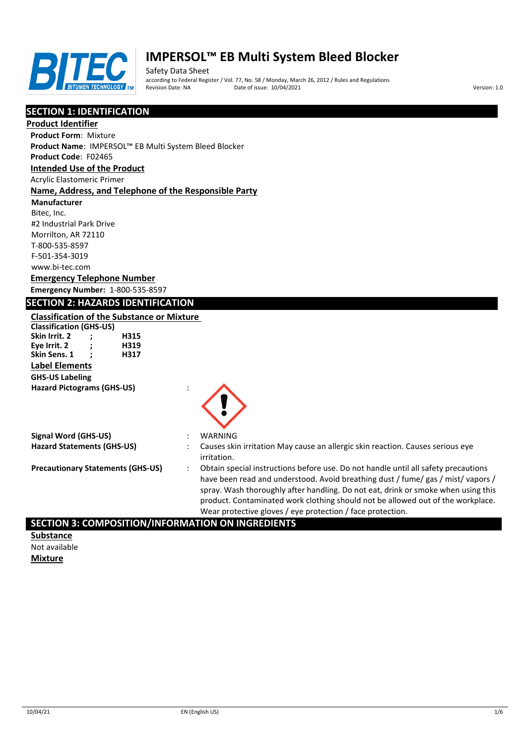# IMPERSOL™ EB Multi System Bleed Blocker

Safety Data Sheet

according to Federal Register / Vol. 77, No. 58 / Monday, March 26, 2012 / Rules and Regulations

Revision Date: NA Date of issue: 10/04/2021 Version: 1.0

## SECTION 1: IDENTIFICATION

### Product Identifier

**Product Form**: Mixture

**Product Name**: IMPERSOL™ EB Multi System Bleed Blocker

**Product Code**: F02465

### Intended Use of the Product

Acrylic Elastomeric Primer

### Name, Address, and Telephone of the Responsible Party

**Manufacturer**

Bitec, Inc.
#2 Industrial Park Drive
Morrilton, AR 72110
T-800-535-8597
F-501-354-3019
www.bi-tec.com

### Emergency Telephone Number

**Emergency Number:** 1-800-535-8597

## SECTION 2: HAZARDS IDENTIFICATION

### Classification of the Substance or Mixture

**Classification (GHS-US)**

| | | |
|---|---|---|
| **Skin Irrit. 2** | **;** | **H315** |
| **Eye Irrit. 2** | **;** | **H319** |
| **Skin Sens. 1** | **;** | **H317** |

### Label Elements

**GHS-US Labeling**

**Hazard Pictograms (GHS-US)** :

**Signal Word (GHS-US)** : WARNING

**Hazard Statements (GHS-US)** : Causes skin irritation May cause an allergic skin reaction. Causes serious eye irritation.

**Precautionary Statements (GHS-US)** : Obtain special instructions before use. Do not handle until all safety precautions have been read and understood. Avoid breathing dust / fume/ gas / mist/ vapors / spray. Wash thoroughly after handling. Do not eat, drink or smoke when using this product. Contaminated work clothing should not be allowed out of the workplace. Wear protective gloves / eye protection / face protection.

## SECTION 3: COMPOSITION/INFORMATION ON INGREDIENTS

### Substance

Not available

### Mixture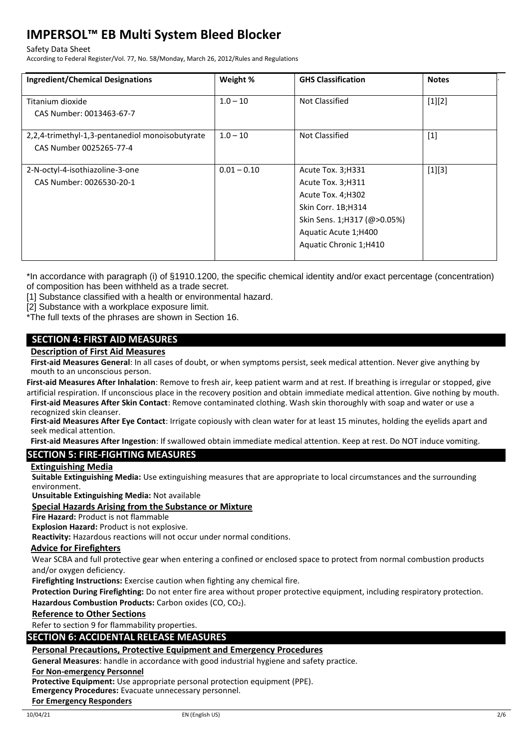| Ingredient/Chemical Designations | Weight % | GHS Classification | Notes |
|---|---|---|---|
| Titanium dioxide<br>CAS Number: 0013463-67-7 | 1.0 – 10 | Not Classified | [1][2] |
| 2,2,4-trimethyl-1,3-pentanediol monoisobutyrate<br>CAS Number 0025265-77-4 | 1.0 – 10 | Not Classified | [1] |
| 2-N-octyl-4-isothiazoline-3-one<br>CAS Number: 0026530-20-1 | 0.01 – 0.10 | Acute Tox. 3;H331<br>Acute Tox. 3;H311<br>Acute Tox. 4;H302<br>Skin Corr. 1B;H314<br>Skin Sens. 1;H317 (@>0.05%)<br>Aquatic Acute 1;H400<br>Aquatic Chronic 1;H410 | [1][3] |

*In accordance with paragraph (i) of §1910.1200, the specific chemical identity and/or exact percentage (concentration) of composition has been withheld as a trade secret.

[1] Substance classified with a health or environmental hazard.

[2] Substance with a workplace exposure limit.

*The full texts of the phrases are shown in Section 16.

## SECTION 4: FIRST AID MEASURES

### Description of First Aid Measures

**First-aid Measures General**: In all cases of doubt, or when symptoms persist, seek medical attention. Never give anything by mouth to an unconscious person.

**First-aid Measures After Inhalation**: Remove to fresh air, keep patient warm and at rest. If breathing is irregular or stopped, give artificial respiration. If unconscious place in the recovery position and obtain immediate medical attention. Give nothing by mouth.

**First-aid Measures After Skin Contact**: Remove contaminated clothing. Wash skin thoroughly with soap and water or use a recognized skin cleanser.

**First-aid Measures After Eye Contact**: Irrigate copiously with clean water for at least 15 minutes, holding the eyelids apart and seek medical attention.

**First-aid Measures After Ingestion**: If swallowed obtain immediate medical attention. Keep at rest. Do NOT induce vomiting.

## SECTION 5: FIRE-FIGHTING MEASURES

### Extinguishing Media

**Suitable Extinguishing Media:** Use extinguishing measures that are appropriate to local circumstances and the surrounding environment.

**Unsuitable Extinguishing Media:** Not available

### Special Hazards Arising from the Substance or Mixture

**Fire Hazard:** Product is not flammable

**Explosion Hazard:** Product is not explosive.

**Reactivity:** Hazardous reactions will not occur under normal conditions.

### Advice for Firefighters

Wear SCBA and full protective gear when entering a confined or enclosed space to protect from normal combustion products and/or oxygen deficiency.

**Firefighting Instructions:** Exercise caution when fighting any chemical fire.

**Protection During Firefighting:** Do not enter fire area without proper protective equipment, including respiratory protection.

**Hazardous Combustion Products:** Carbon oxides (CO, $CO_2$).

### Reference to Other Sections

Refer to section 9 for flammability properties.

## SECTION 6: ACCIDENTAL RELEASE MEASURES

### Personal Precautions, Protective Equipment and Emergency Procedures

**General Measures**: handle in accordance with good industrial hygiene and safety practice.

**For Non-emergency Personnel**

**Protective Equipment:** Use appropriate personal protection equipment (PPE).

**Emergency Procedures:** Evacuate unnecessary personnel.

**For Emergency Responders**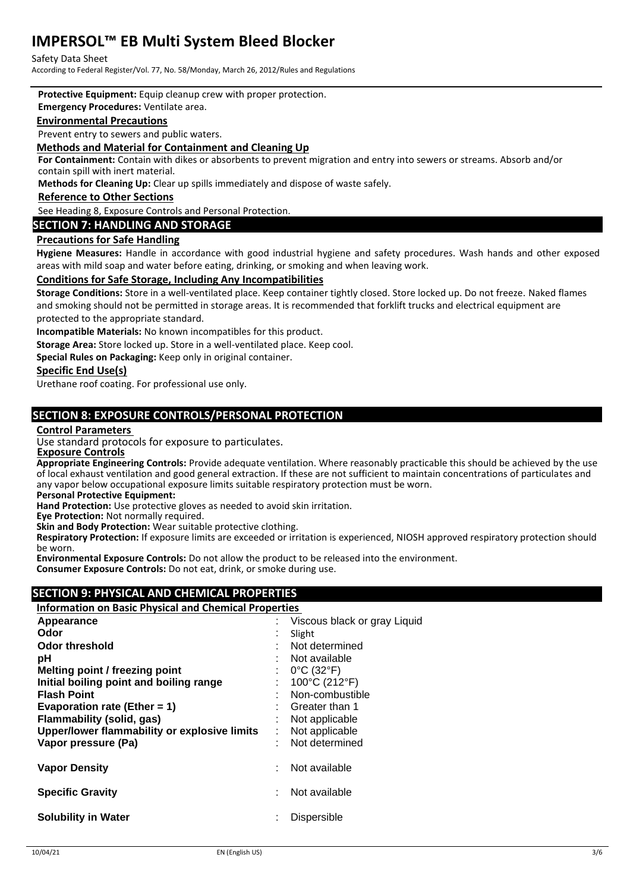**Protective Equipment:** Equip cleanup crew with proper protection.

**Emergency Procedures:** Ventilate area.

### Environmental Precautions

Prevent entry to sewers and public waters.

### Methods and Material for Containment and Cleaning Up

**For Containment:** Contain with dikes or absorbents to prevent migration and entry into sewers or streams. Absorb and/or contain spill with inert material.

**Methods for Cleaning Up:** Clear up spills immediately and dispose of waste safely.

### Reference to Other Sections

See Heading 8, Exposure Controls and Personal Protection.

## SECTION 7: HANDLING AND STORAGE

### Precautions for Safe Handling

**Hygiene Measures:** Handle in accordance with good industrial hygiene and safety procedures. Wash hands and other exposed areas with mild soap and water before eating, drinking, or smoking and when leaving work.

### Conditions for Safe Storage, Including Any Incompatibilities

**Storage Conditions:** Store in a well-ventilated place. Keep container tightly closed. Store locked up. Do not freeze. Naked flames and smoking should not be permitted in storage areas. It is recommended that forklift trucks and electrical equipment are protected to the appropriate standard.

**Incompatible Materials:** No known incompatibles for this product.

**Storage Area:** Store locked up. Store in a well-ventilated place. Keep cool.

**Special Rules on Packaging:** Keep only in original container.

### Specific End Use(s)

Urethane roof coating. For professional use only.

## SECTION 8: EXPOSURE CONTROLS/PERSONAL PROTECTION

### Control Parameters

Use standard protocols for exposure to particulates.

### Exposure Controls

**Appropriate Engineering Controls:** Provide adequate ventilation. Where reasonably practicable this should be achieved by the use of local exhaust ventilation and good general extraction. If these are not sufficient to maintain concentrations of particulates and any vapor below occupational exposure limits suitable respiratory protection must be worn.

**Personal Protective Equipment:**

**Hand Protection:** Use protective gloves as needed to avoid skin irritation.

**Eye Protection:** Not normally required.

**Skin and Body Protection:** Wear suitable protective clothing.

**Respiratory Protection:** If exposure limits are exceeded or irritation is experienced, NIOSH approved respiratory protection should be worn.

**Environmental Exposure Controls:** Do not allow the product to be released into the environment.

**Consumer Exposure Controls:** Do not eat, drink, or smoke during use.

## SECTION 9: PHYSICAL AND CHEMICAL PROPERTIES

### Information on Basic Physical and Chemical Properties

| Property | Value |
|---|---|
| **Appearance** | Viscous black or gray Liquid |
| **Odor** | Slight |
| **Odor threshold** | Not determined |
| **pH** | Not available |
| **Melting point / freezing point** | 0°C (32°F) |
| **Initial boiling point and boiling range** | 100°C (212°F) |
| **Flash Point** | Non-combustible |
| **Evaporation rate (Ether = 1)** | Greater than 1 |
| **Flammability (solid, gas)** | Not applicable |
| **Upper/lower flammability or explosive limits** | Not applicable |
| **Vapor pressure (Pa)** | Not determined |
| **Vapor Density** | Not available |
| **Specific Gravity** | Not available |
| **Solubility in Water** | Dispersible |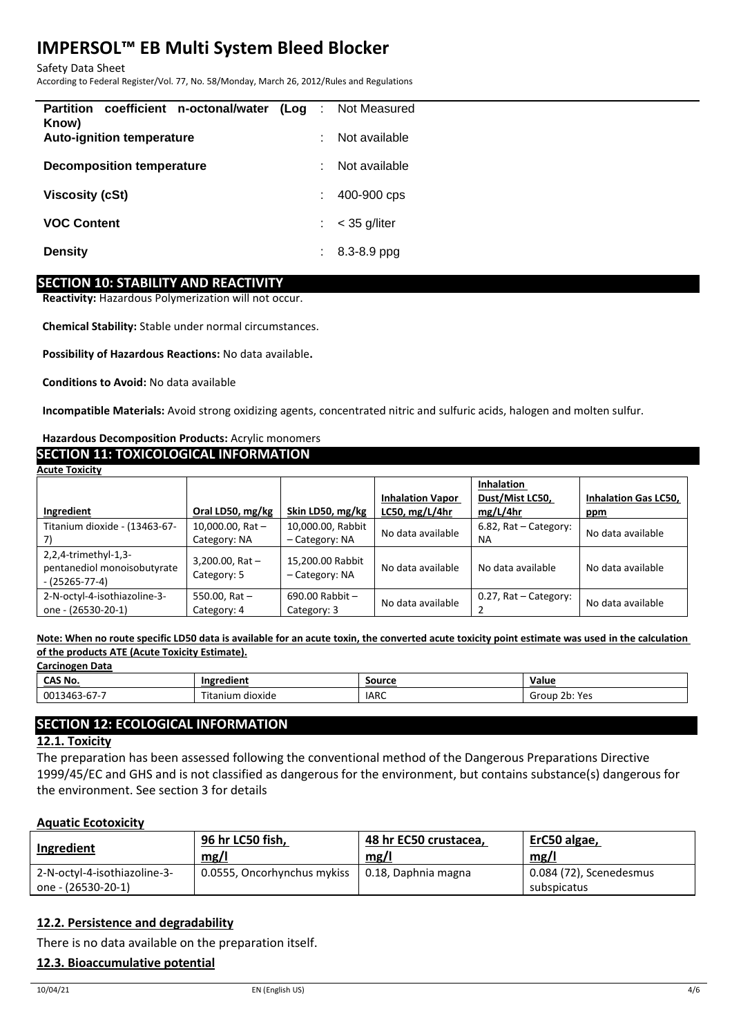| | | |
|---|---|---|
| **Partition coefficient n-octonal/water (Log Know)** | : | Not Measured |
| **Auto-ignition temperature** | : | Not available |
| **Decomposition temperature** | : | Not available |
| **Viscosity (cSt)** | : | 400-900 cps |
| **VOC Content** | : | < 35 g/liter |
| **Density** | : | 8.3-8.9 ppg |

## SECTION 10: STABILITY AND REACTIVITY

**Reactivity:** Hazardous Polymerization will not occur.

**Chemical Stability:** Stable under normal circumstances.

**Possibility of Hazardous Reactions:** No data available**.**

**Conditions to Avoid:** No data available

**Incompatible Materials:** Avoid strong oxidizing agents, concentrated nitric and sulfuric acids, halogen and molten sulfur.

**Hazardous Decomposition Products:** Acrylic monomers

## SECTION 11: TOXICOLOGICAL INFORMATION

**Acute Toxicity**

| Ingredient | Oral LD50, mg/kg | Skin LD50, mg/kg | Inhalation Vapor LC50, mg/L/4hr | Inhalation Dust/Mist LC50, mg/L/4hr | Inhalation Gas LC50, ppm |
|---|---|---|---|---|---|
| Titanium dioxide - (13463-67-7) | 10,000.00, Rat – Category: NA | 10,000.00, Rabbit – Category: NA | No data available | 6.82, Rat – Category: NA | No data available |
| 2,2,4-trimethyl-1,3-pentanediol monoisobutyrate - (25265-77-4) | 3,200.00, Rat – Category: 5 | 15,200.00 Rabbit – Category: NA | No data available | No data available | No data available |
| 2-N-octyl-4-isothiazoline-3-one - (26530-20-1) | 550.00, Rat – Category: 4 | 690.00 Rabbit – Category: 3 | No data available | 0.27, Rat – Category: 2 | No data available |

**Note: When no route specific LD50 data is available for an acute toxin, the converted acute toxicity point estimate was used in the calculation of the products ATE (Acute Toxicity Estimate).**

**Carcinogen Data**

| CAS No. | Ingredient | Source | Value |
|---|---|---|---|
| 0013463-67-7 | Titanium dioxide | IARC | Group 2b: Yes |

## SECTION 12: ECOLOGICAL INFORMATION

### 12.1. Toxicity

The preparation has been assessed following the conventional method of the Dangerous Preparations Directive 1999/45/EC and GHS and is not classified as dangerous for the environment, but contains substance(s) dangerous for the environment. See section 3 for details

**Aquatic Ecotoxicity**

| Ingredient | 96 hr LC50 fish, mg/l | 48 hr EC50 crustacea, mg/l | ErC50 algae, mg/l |
|---|---|---|---|
| 2-N-octyl-4-isothiazoline-3-one - (26530-20-1) | 0.0555, Oncorhynchus mykiss | 0.18, Daphnia magna | 0.084 (72), Scenedesmus subspicatus |

### 12.2. Persistence and degradability

There is no data available on the preparation itself.

### 12.3. Bioaccumulative potential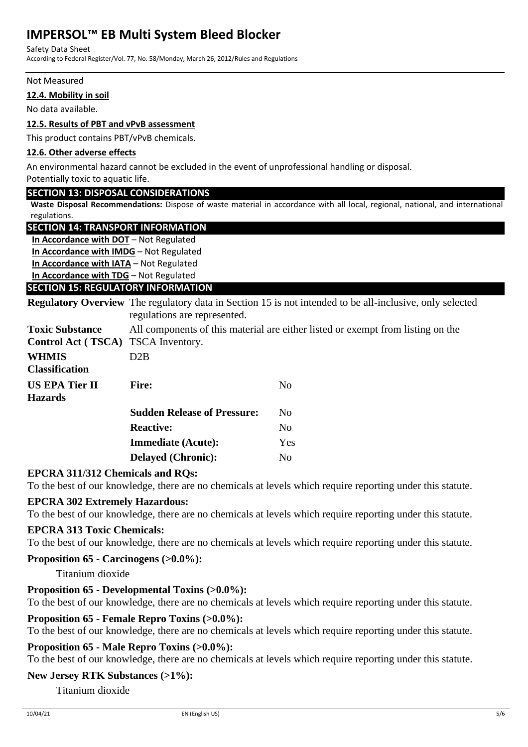Not Measured

### 12.4. Mobility in soil

No data available.

### 12.5. Results of PBT and vPvB assessment

This product contains PBT/vPvB chemicals.

### 12.6. Other adverse effects

An environmental hazard cannot be excluded in the event of unprofessional handling or disposal.
Potentially toxic to aquatic life.

## SECTION 13: DISPOSAL CONSIDERATIONS

**Waste Disposal Recommendations:** Dispose of waste material in accordance with all local, regional, national, and international regulations.

## SECTION 14: TRANSPORT INFORMATION

**In Accordance with DOT** – Not Regulated
**In Accordance with IMDG** – Not Regulated
**In Accordance with IATA** – Not Regulated
**In Accordance with TDG** – Not Regulated

## SECTION 15: REGULATORY INFORMATION

| | | |
|---|---|---|
| **Regulatory Overview** | The regulatory data in Section 15 is not intended to be all-inclusive, only selected regulations are represented. | |
| **Toxic Substance Control Act ( TSCA)** | All components of this material are either listed or exempt from listing on the TSCA Inventory. | |
| **WHMIS Classification** | D2B | |
| **US EPA Tier II Hazards** | **Fire:** | No |
| | **Sudden Release of Pressure:** | No |
| | **Reactive:** | No |
| | **Immediate (Acute):** | Yes |
| | **Delayed (Chronic):** | No |

**EPCRA 311/312 Chemicals and RQs:**
To the best of our knowledge, there are no chemicals at levels which require reporting under this statute.

**EPCRA 302 Extremely Hazardous:**
To the best of our knowledge, there are no chemicals at levels which require reporting under this statute.

**EPCRA 313 Toxic Chemicals:**
To the best of our knowledge, there are no chemicals at levels which require reporting under this statute.

**Proposition 65 - Carcinogens (>0.0%):**
Titanium dioxide

**Proposition 65 - Developmental Toxins (>0.0%):**
To the best of our knowledge, there are no chemicals at levels which require reporting under this statute.

**Proposition 65 - Female Repro Toxins (>0.0%):**
To the best of our knowledge, there are no chemicals at levels which require reporting under this statute.

**Proposition 65 - Male Repro Toxins (>0.0%):**
To the best of our knowledge, there are no chemicals at levels which require reporting under this statute.

**New Jersey RTK Substances (>1%):**
Titanium dioxide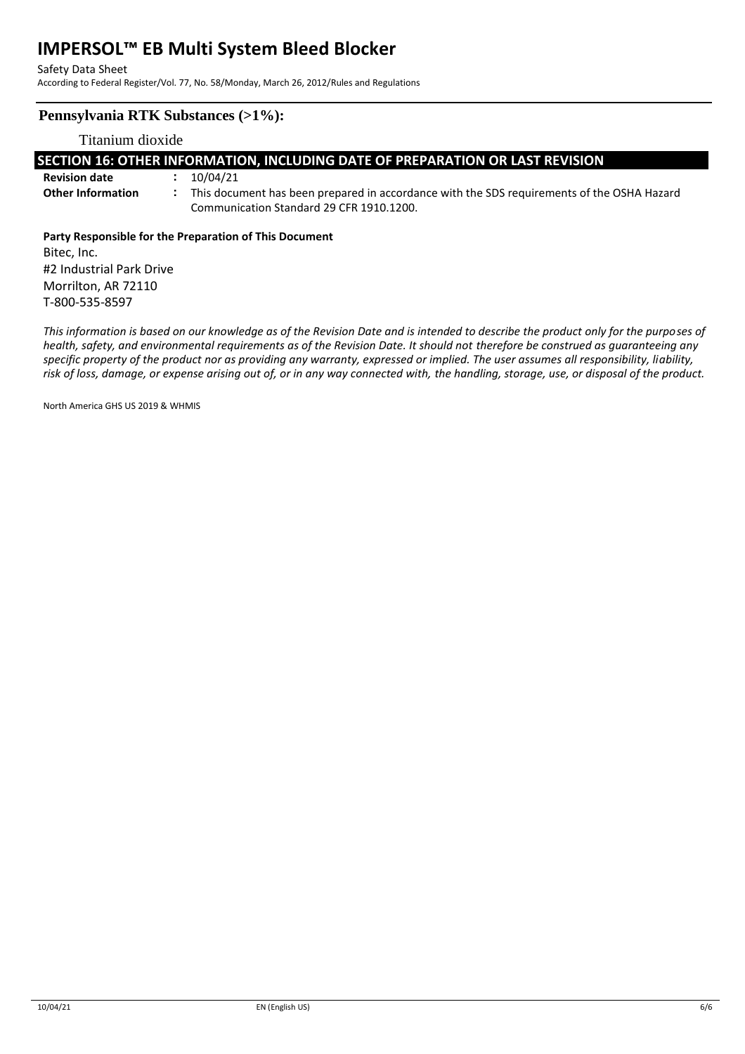### Pennsylvania RTK Substances (>1%):

Titanium dioxide

## SECTION 16: OTHER INFORMATION, INCLUDING DATE OF PREPARATION OR LAST REVISION

**Revision date** : 10/04/21

**Other Information** : This document has been prepared in accordance with the SDS requirements of the OSHA Hazard Communication Standard 29 CFR 1910.1200.

**Party Responsible for the Preparation of This Document**

Bitec, Inc.
#2 Industrial Park Drive
Morrilton, AR 72110
T-800-535-8597

*This information is based on our knowledge as of the Revision Date and is intended to describe the product only for the purposes of health, safety, and environmental requirements as of the Revision Date. It should not therefore be construed as guaranteeing any specific property of the product nor as providing any warranty, expressed or implied. The user assumes all responsibility, liability, risk of loss, damage, or expense arising out of, or in any way connected with, the handling, storage, use, or disposal of the product.*

North America GHS US 2019 & WHMIS